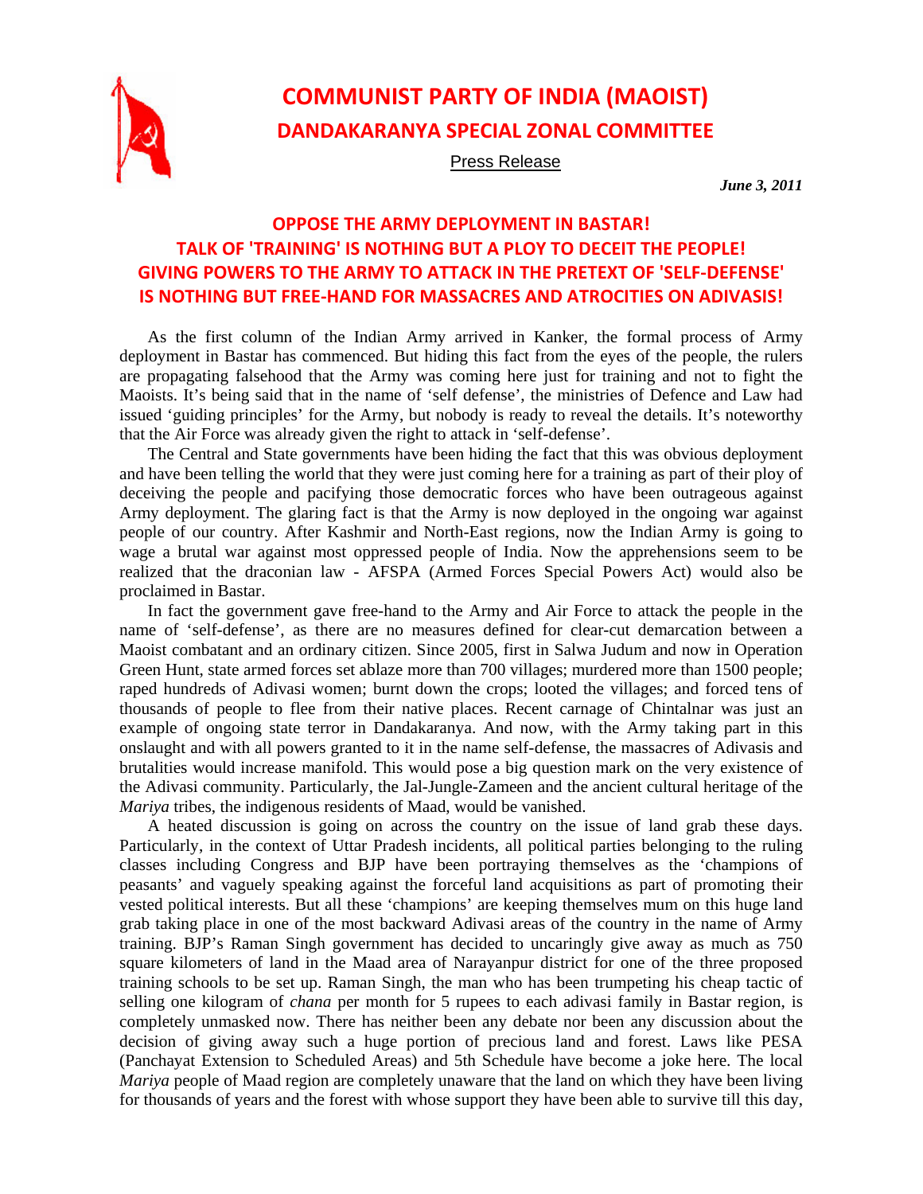# COMMUNIST PARTY OF INDIA (MAOIST)

## DANDAKARANYA SPECIAL ZONAL COMMITTEE

Press Release

***June 3, 2011***

## OPPOSE THE ARMY DEPLOYMENT IN BASTAR!
## TALK OF 'TRAINING' IS NOTHING BUT A PLOY TO DECEIT THE PEOPLE!
## GIVING POWERS TO THE ARMY TO ATTACK IN THE PRETEXT OF 'SELF-DEFENSE' IS NOTHING BUT FREE-HAND FOR MASSACRES AND ATROCITIES ON ADIVASIS!

As the first column of the Indian Army arrived in Kanker, the formal process of Army deployment in Bastar has commenced. But hiding this fact from the eyes of the people, the rulers are propagating falsehood that the Army was coming here just for training and not to fight the Maoists. It's being said that in the name of 'self defense', the ministries of Defence and Law had issued 'guiding principles' for the Army, but nobody is ready to reveal the details. It's noteworthy that the Air Force was already given the right to attack in 'self-defense'.

The Central and State governments have been hiding the fact that this was obvious deployment and have been telling the world that they were just coming here for a training as part of their ploy of deceiving the people and pacifying those democratic forces who have been outrageous against Army deployment. The glaring fact is that the Army is now deployed in the ongoing war against people of our country. After Kashmir and North-East regions, now the Indian Army is going to wage a brutal war against most oppressed people of India. Now the apprehensions seem to be realized that the draconian law - AFSPA (Armed Forces Special Powers Act) would also be proclaimed in Bastar.

In fact the government gave free-hand to the Army and Air Force to attack the people in the name of 'self-defense', as there are no measures defined for clear-cut demarcation between a Maoist combatant and an ordinary citizen. Since 2005, first in Salwa Judum and now in Operation Green Hunt, state armed forces set ablaze more than 700 villages; murdered more than 1500 people; raped hundreds of Adivasi women; burnt down the crops; looted the villages; and forced tens of thousands of people to flee from their native places. Recent carnage of Chintalnar was just an example of ongoing state terror in Dandakaranya. And now, with the Army taking part in this onslaught and with all powers granted to it in the name self-defense, the massacres of Adivasis and brutalities would increase manifold. This would pose a big question mark on the very existence of the Adivasi community. Particularly, the Jal-Jungle-Zameen and the ancient cultural heritage of the *Mariya* tribes, the indigenous residents of Maad, would be vanished.

A heated discussion is going on across the country on the issue of land grab these days. Particularly, in the context of Uttar Pradesh incidents, all political parties belonging to the ruling classes including Congress and BJP have been portraying themselves as the 'champions of peasants' and vaguely speaking against the forceful land acquisitions as part of promoting their vested political interests. But all these 'champions' are keeping themselves mum on this huge land grab taking place in one of the most backward Adivasi areas of the country in the name of Army training. BJP's Raman Singh government has decided to uncaringly give away as much as 750 square kilometers of land in the Maad area of Narayanpur district for one of the three proposed training schools to be set up. Raman Singh, the man who has been trumpeting his cheap tactic of selling one kilogram of *chana* per month for 5 rupees to each adivasi family in Bastar region, is completely unmasked now. There has neither been any debate nor been any discussion about the decision of giving away such a huge portion of precious land and forest. Laws like PESA (Panchayat Extension to Scheduled Areas) and 5th Schedule have become a joke here. The local *Mariya* people of Maad region are completely unaware that the land on which they have been living for thousands of years and the forest with whose support they have been able to survive till this day,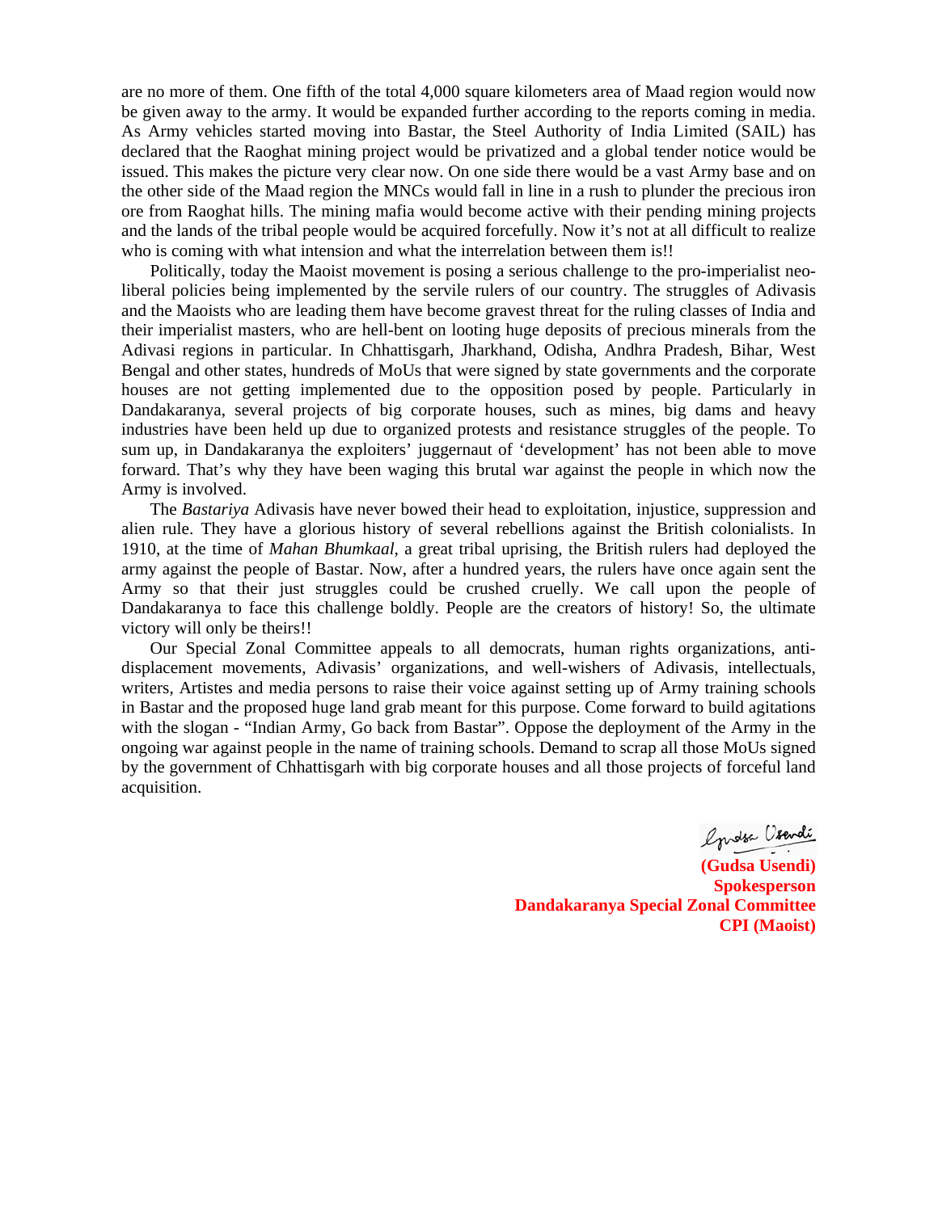are no more of them. One fifth of the total 4,000 square kilometers area of Maad region would now be given away to the army. It would be expanded further according to the reports coming in media. As Army vehicles started moving into Bastar, the Steel Authority of India Limited (SAIL) has declared that the Raoghat mining project would be privatized and a global tender notice would be issued. This makes the picture very clear now. On one side there would be a vast Army base and on the other side of the Maad region the MNCs would fall in line in a rush to plunder the precious iron ore from Raoghat hills. The mining mafia would become active with their pending mining projects and the lands of the tribal people would be acquired forcefully. Now it's not at all difficult to realize who is coming with what intension and what the interrelation between them is!!

Politically, today the Maoist movement is posing a serious challenge to the pro-imperialist neo-liberal policies being implemented by the servile rulers of our country. The struggles of Adivasis and the Maoists who are leading them have become gravest threat for the ruling classes of India and their imperialist masters, who are hell-bent on looting huge deposits of precious minerals from the Adivasi regions in particular. In Chhattisgarh, Jharkhand, Odisha, Andhra Pradesh, Bihar, West Bengal and other states, hundreds of MoUs that were signed by state governments and the corporate houses are not getting implemented due to the opposition posed by people. Particularly in Dandakaranya, several projects of big corporate houses, such as mines, big dams and heavy industries have been held up due to organized protests and resistance struggles of the people. To sum up, in Dandakaranya the exploiters' juggernaut of 'development' has not been able to move forward. That's why they have been waging this brutal war against the people in which now the Army is involved.

The *Bastariya* Adivasis have never bowed their head to exploitation, injustice, suppression and alien rule. They have a glorious history of several rebellions against the British colonialists. In 1910, at the time of *Mahan Bhumkaal*, a great tribal uprising, the British rulers had deployed the army against the people of Bastar. Now, after a hundred years, the rulers have once again sent the Army so that their just struggles could be crushed cruelly. We call upon the people of Dandakaranya to face this challenge boldly. People are the creators of history! So, the ultimate victory will only be theirs!!

Our Special Zonal Committee appeals to all democrats, human rights organizations, anti-displacement movements, Adivasis' organizations, and well-wishers of Adivasis, intellectuals, writers, Artistes and media persons to raise their voice against setting up of Army training schools in Bastar and the proposed huge land grab meant for this purpose. Come forward to build agitations with the slogan - "Indian Army, Go back from Bastar". Oppose the deployment of the Army in the ongoing war against people in the name of training schools. Demand to scrap all those MoUs signed by the government of Chhattisgarh with big corporate houses and all those projects of forceful land acquisition.

Gudsa Usendi

**(Gudsa Usendi)**
**Spokesperson**
**Dandakaranya Special Zonal Committee**
**CPI (Maoist)**